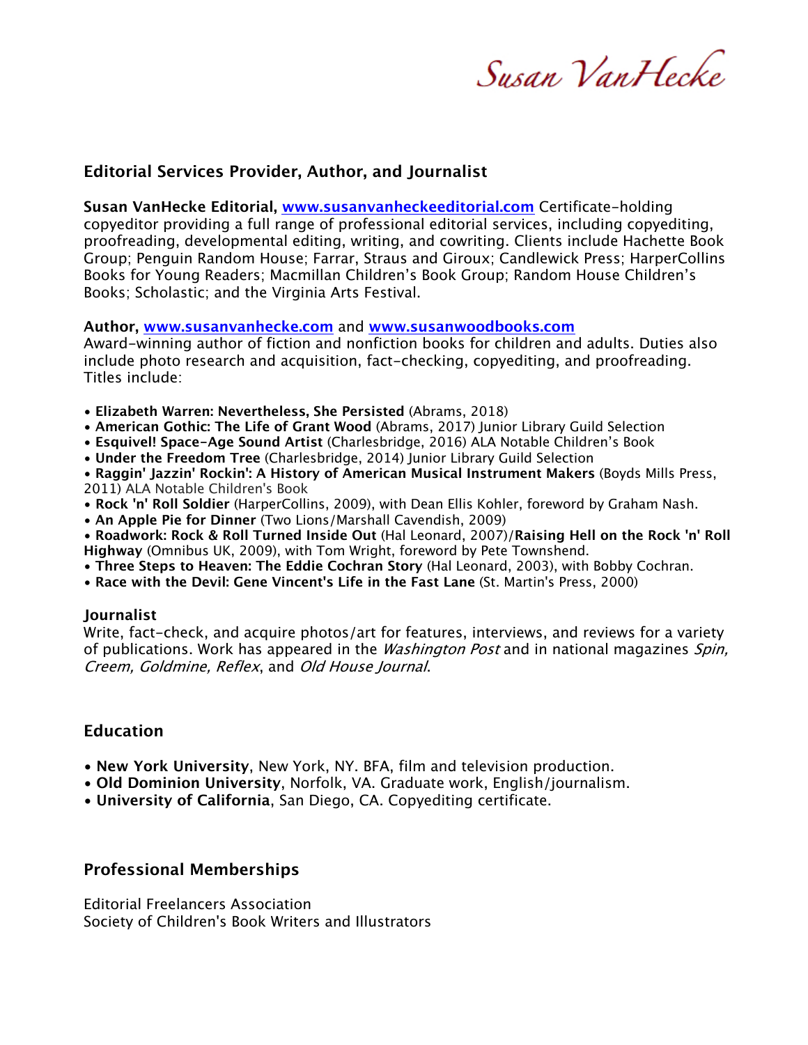# Susan VanHecke

## Editorial Services Provider, Author, and Journalist

**Susan VanHecke Editorial, [www.susanvanheckeeditorial.com](http://www.susanvanheckeeditorial.com)** Certificate-holding copyeditor providing a full range of professional editorial services, including copyediting, proofreading, developmental editing, writing, and cowriting. Clients include Hachette Book Group; Penguin Random House; Farrar, Straus and Giroux; Candlewick Press; HarperCollins Books for Young Readers; Macmillan Children's Book Group; Random House Children's Books; Scholastic; and the Virginia Arts Festival.

**Author, [www.susanvanhecke.com](http://www.susanvanhecke.com)** and **[www.susanwoodbooks.com](http://www.susanwoodbooks.com)**
Award-winning author of fiction and nonfiction books for children and adults. Duties also include photo research and acquisition, fact-checking, copyediting, and proofreading. Titles include:

- **Elizabeth Warren: Nevertheless, She Persisted** (Abrams, 2018)
- **American Gothic: The Life of Grant Wood** (Abrams, 2017) Junior Library Guild Selection
- **Esquivel! Space-Age Sound Artist** (Charlesbridge, 2016) ALA Notable Children's Book
- **Under the Freedom Tree** (Charlesbridge, 2014) Junior Library Guild Selection
- **Raggin' Jazzin' Rockin': A History of American Musical Instrument Makers** (Boyds Mills Press, 2011) ALA Notable Children's Book
- **Rock 'n' Roll Soldier** (HarperCollins, 2009), with Dean Ellis Kohler, foreword by Graham Nash.
- **An Apple Pie for Dinner** (Two Lions/Marshall Cavendish, 2009)
- **Roadwork: Rock & Roll Turned Inside Out** (Hal Leonard, 2007)/**Raising Hell on the Rock 'n' Roll Highway** (Omnibus UK, 2009), with Tom Wright, foreword by Pete Townshend.
- **Three Steps to Heaven: The Eddie Cochran Story** (Hal Leonard, 2003), with Bobby Cochran.
- **Race with the Devil: Gene Vincent's Life in the Fast Lane** (St. Martin's Press, 2000)

**Journalist**
Write, fact-check, and acquire photos/art for features, interviews, and reviews for a variety of publications. Work has appeared in the *Washington Post* and in national magazines *Spin, Creem, Goldmine, Reflex*, and *Old House Journal*.

## Education

- **New York University**, New York, NY. BFA, film and television production.
- **Old Dominion University**, Norfolk, VA. Graduate work, English/journalism.
- **University of California**, San Diego, CA. Copyediting certificate.

## Professional Memberships

Editorial Freelancers Association
Society of Children's Book Writers and Illustrators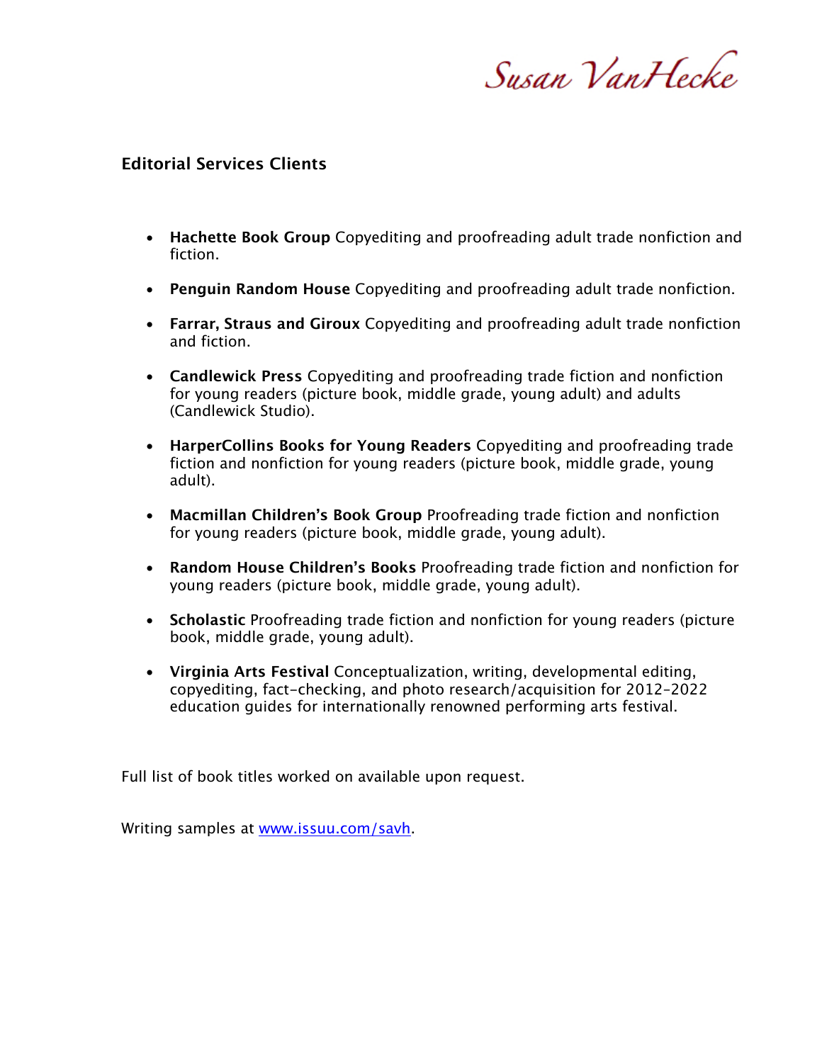Susan VanHecke

## Editorial Services Clients

- **Hachette Book Group** Copyediting and proofreading adult trade nonfiction and fiction.
- **Penguin Random House** Copyediting and proofreading adult trade nonfiction.
- **Farrar, Straus and Giroux** Copyediting and proofreading adult trade nonfiction and fiction.
- **Candlewick Press** Copyediting and proofreading trade fiction and nonfiction for young readers (picture book, middle grade, young adult) and adults (Candlewick Studio).
- **HarperCollins Books for Young Readers** Copyediting and proofreading trade fiction and nonfiction for young readers (picture book, middle grade, young adult).
- **Macmillan Children's Book Group** Proofreading trade fiction and nonfiction for young readers (picture book, middle grade, young adult).
- **Random House Children's Books** Proofreading trade fiction and nonfiction for young readers (picture book, middle grade, young adult).
- **Scholastic** Proofreading trade fiction and nonfiction for young readers (picture book, middle grade, young adult).
- **Virginia Arts Festival** Conceptualization, writing, developmental editing, copyediting, fact-checking, and photo research/acquisition for 2012–2022 education guides for internationally renowned performing arts festival.

Full list of book titles worked on available upon request.

Writing samples at [www.issuu.com/savh](http://www.issuu.com/savh).